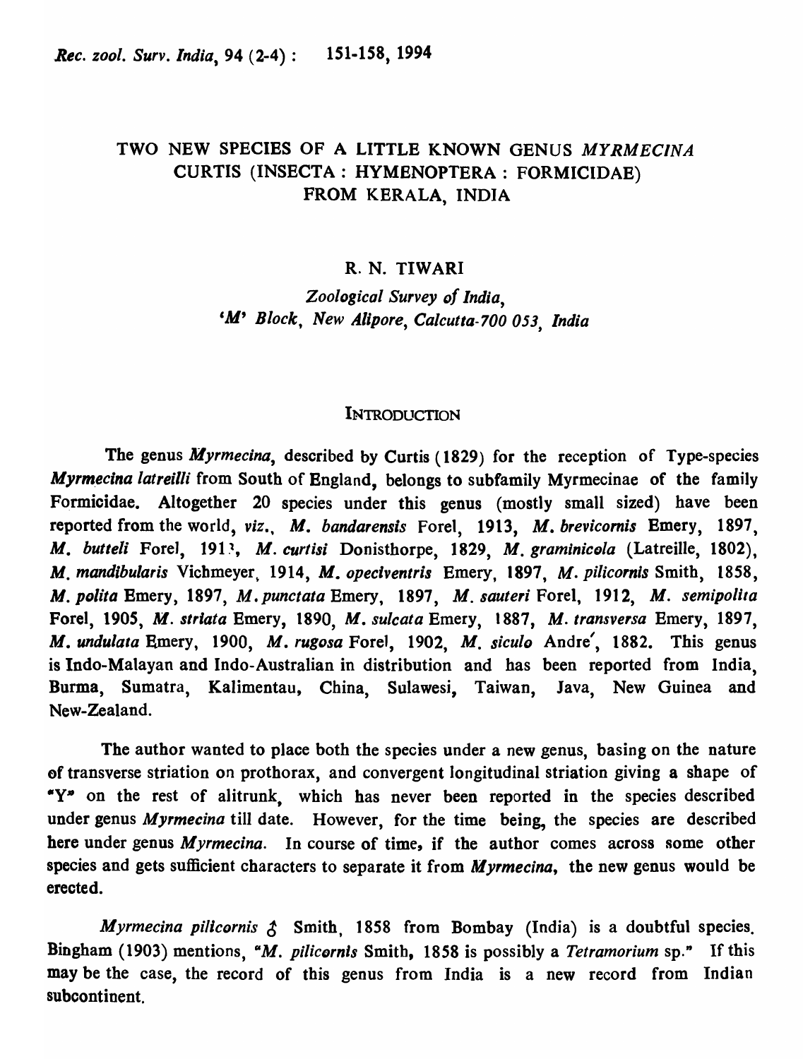# TWO NEW SPECIES OF A LITTLE KNOWN GENUS *MYRMECINA* CURTIS (INSECTA : HYMENOPTERA : FORMICIDAE) FROM KERALA, INDIA

R. N. TIWARI

*Zoological Survey of India, 'M' Block, New Alipore, Calcutta-700 053, India*

## INTRODUCTION

The genus *Myrmecina*, described by Curtis (1829) for the reception of Type-species *Myrmecina latreilli* from South of England, belongs to subfamily Myrmecinae of the family Formicidae. Altogether 20 species under this genus (mostly small sized) have been reported from the world, *viz*., *M. bandarensis* Forel, 1913, *M. brevicornis* Emery, 1897, *M. butteli* Forel, 191?, *M. curtisi* Donisthorpe, 1829, *M. graminicola* (Latreille, 1802), *M. mandibularis* Vichmeyer, 1914, *M. opeciventris* Emery, 1897, *M. pilicornis* Smith, 1858, *M. polita* Emery, 1897, *M. punctata* Emery, 1897, *M. sauteri* Forel, 1912, *M. semipolita* Forel, 1905, *M. striata* Emery, 1890, *M. sulcata* Emery, 1887, *M. transversa* Emery, 1897, *M. undulata* Emery, 1900, *M. rugosa* Forel, 1902, *M. siculo* André, 1882. This genus is Indo-Malayan and Indo-Australian in distribution and has been reported from India, Burma, Sumatra, Kalimentau, China, Sulawesi, Taiwan, Java, New Guinea and New-Zealand.

The author wanted to place both the species under a new genus, basing on the nature of transverse striation on prothorax, and convergent longitudinal striation giving a shape of "Y" on the rest of alitrunk, which has never been reported in the species described under genus *Myrmecina* till date. However, for the time being, the species are described here under genus *Myrmecina*. In course of time, if the author comes across some other species and gets sufficient characters to separate it from *Myrmecina*, the new genus would be erected.

*Myrmecina pilicornis* ♂ Smith, 1858 from Bombay (India) is a doubtful species. Bingham (1903) mentions, "*M. pilicornis* Smith, 1858 is possibly a *Tetramorium* sp." If this may be the case, the record of this genus from India is a new record from Indian subcontinent.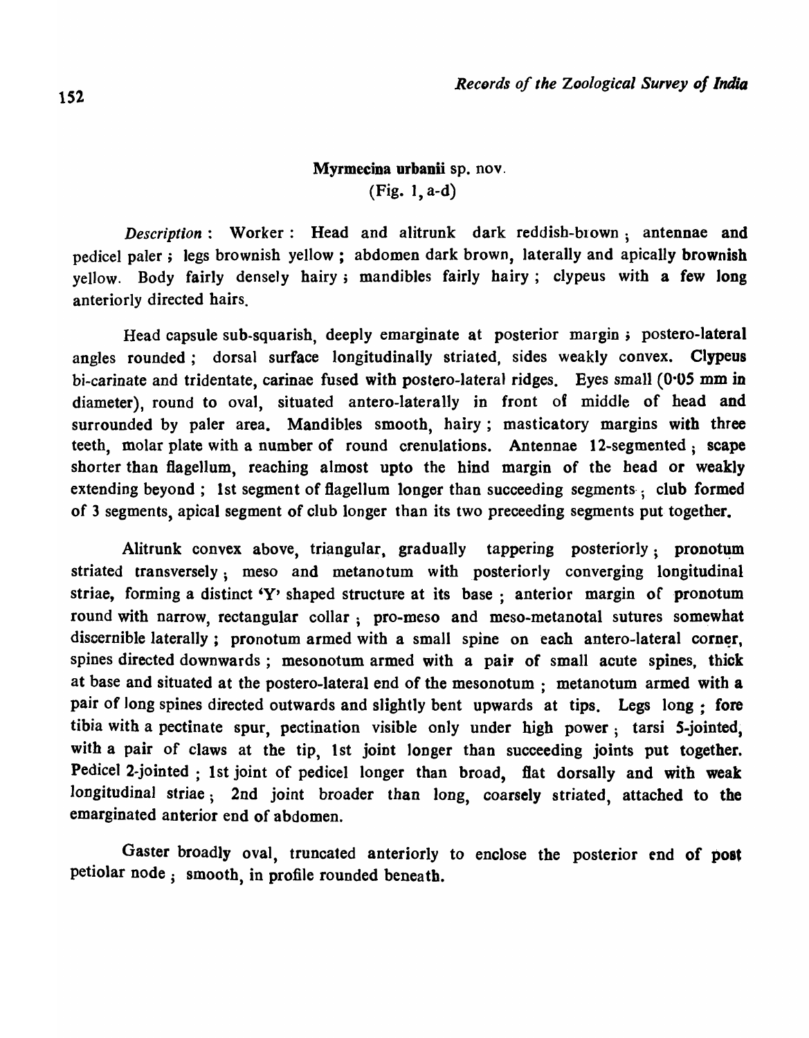## **Myrmecina urbanii** sp. nov.
(Fig. 1, a-d)

*Description* : Worker : Head and alitrunk dark reddish-brown ; antennae and pedicel paler ; legs brownish yellow ; abdomen dark brown, laterally and apically brownish yellow. Body fairly densely hairy ; mandibles fairly hairy ; clypeus with a few long anteriorly directed hairs.

Head capsule sub-squarish, deeply emarginate at posterior margin ; postero-lateral angles rounded ; dorsal surface longitudinally striated, sides weakly convex. Clypeus bi-carinate and tridentate, carinae fused with postero-lateral ridges. Eyes small (0·05 mm in diameter), round to oval, situated antero-laterally in front of middle of head and surrounded by paler area. Mandibles smooth, hairy ; masticatory margins with three teeth, molar plate with a number of round crenulations. Antennae 12-segmented ; scape shorter than flagellum, reaching almost upto the hind margin of the head or weakly extending beyond ; 1st segment of flagellum longer than succeeding segments ; club formed of 3 segments, apical segment of club longer than its two preceeding segments put together.

Alitrunk convex above, triangular, gradually tappering posteriorly ; pronotum striated transversely ; meso and metanotum with posteriorly converging longitudinal striae, forming a distinct 'Y' shaped structure at its base ; anterior margin of pronotum round with narrow, rectangular collar ; pro-meso and meso-metanotal sutures somewhat discernible laterally ; pronotum armed with a small spine on each antero-lateral corner, spines directed downwards ; mesonotum armed with a pair of small acute spines, thick at base and situated at the postero-lateral end of the mesonotum ; metanotum armed with a pair of long spines directed outwards and slightly bent upwards at tips. Legs long ; fore tibia with a pectinate spur, pectination visible only under high power ; tarsi 5-jointed, with a pair of claws at the tip, 1st joint longer than succeeding joints put together. Pedicel 2-jointed ; 1st joint of pedicel longer than broad, flat dorsally and with weak longitudinal striae ; 2nd joint broader than long, coarsely striated, attached to the emarginated anterior end of abdomen.

Gaster broadly oval, truncated anteriorly to enclose the posterior end of post petiolar node ; smooth, in profile rounded beneath.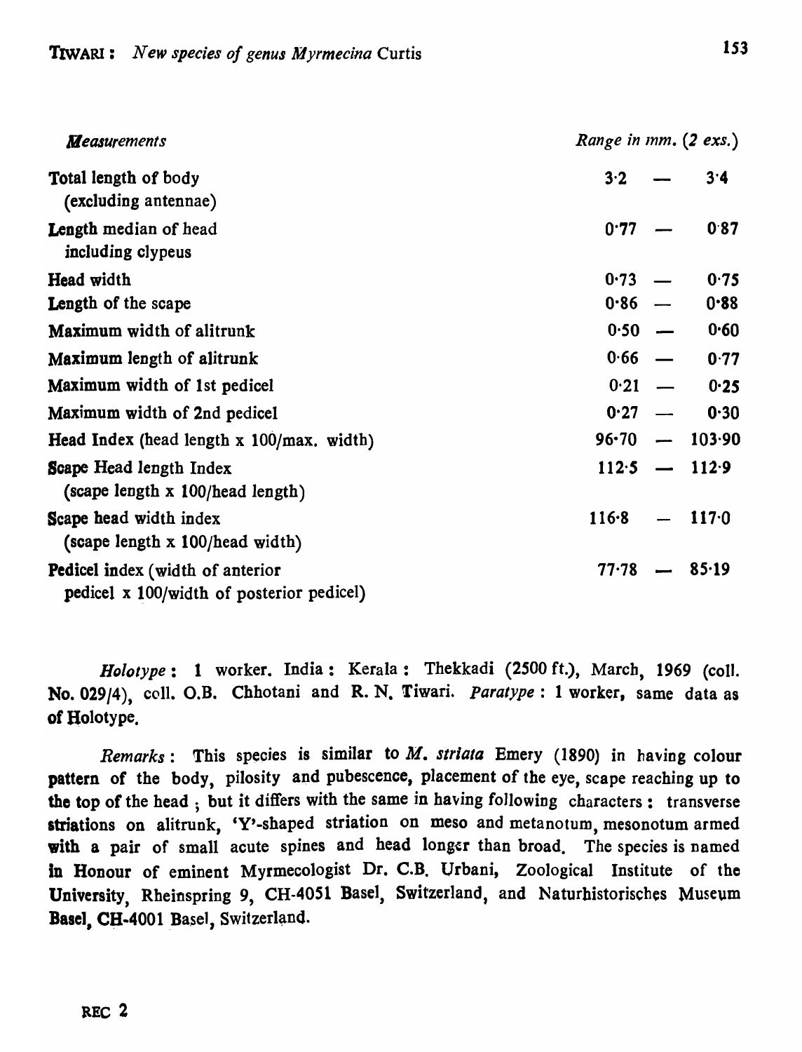| *Measurements* | *Range in mm. (2 exs.)* |
|---|---|
| Total length of body (excluding antennae) | 3·2 — 3·4 |
| Length median of head including clypeus | 0·77 — 0·87 |
| Head width | 0·73 — 0·75 |
| Length of the scape | 0·86 — 0·88 |
| Maximum width of alitrunk | 0·50 — 0·60 |
| Maximum length of alitrunk | 0·66 — 0·77 |
| Maximum width of 1st pedicel | 0·21 — 0·25 |
| Maximum width of 2nd pedicel | 0·27 — 0·30 |
| Head Index (head length x 100/max. width) | 96·70 — 103·90 |
| Scape Head length Index (scape length x 100/head length) | 112·5 — 112·9 |
| Scape head width index (scape length x 100/head width) | 116·8 — 117·0 |
| Pedicel index (width of anterior pedicel x 100/width of posterior pedicel) | 77·78 — 85·19 |

*Holotype* : 1 worker. India : Kerala : Thekkadi (2500 ft.), March, 1969 (coll. No. 029/4), coll. O.B. Chhotani and R. N. Tiwari. *Paratype* : 1 worker, same data as of Holotype.

*Remarks* : This species is similar to *M. striata* Emery (1890) in having colour pattern of the body, pilosity and pubescence, placement of the eye, scape reaching up to the top of the head ; but it differs with the same in having following characters : transverse striations on alitrunk, 'Y'-shaped striation on meso and metanotum, mesonotum armed with a pair of small acute spines and head longer than broad. The species is named in Honour of eminent Myrmecologist Dr. C.B. Urbani, Zoological Institute of the University, Rheinspring 9, CH-4051 Basel, Switzerland, and Naturhistorisches Museum Basel, CH-4001 Basel, Switzerland.

REC 2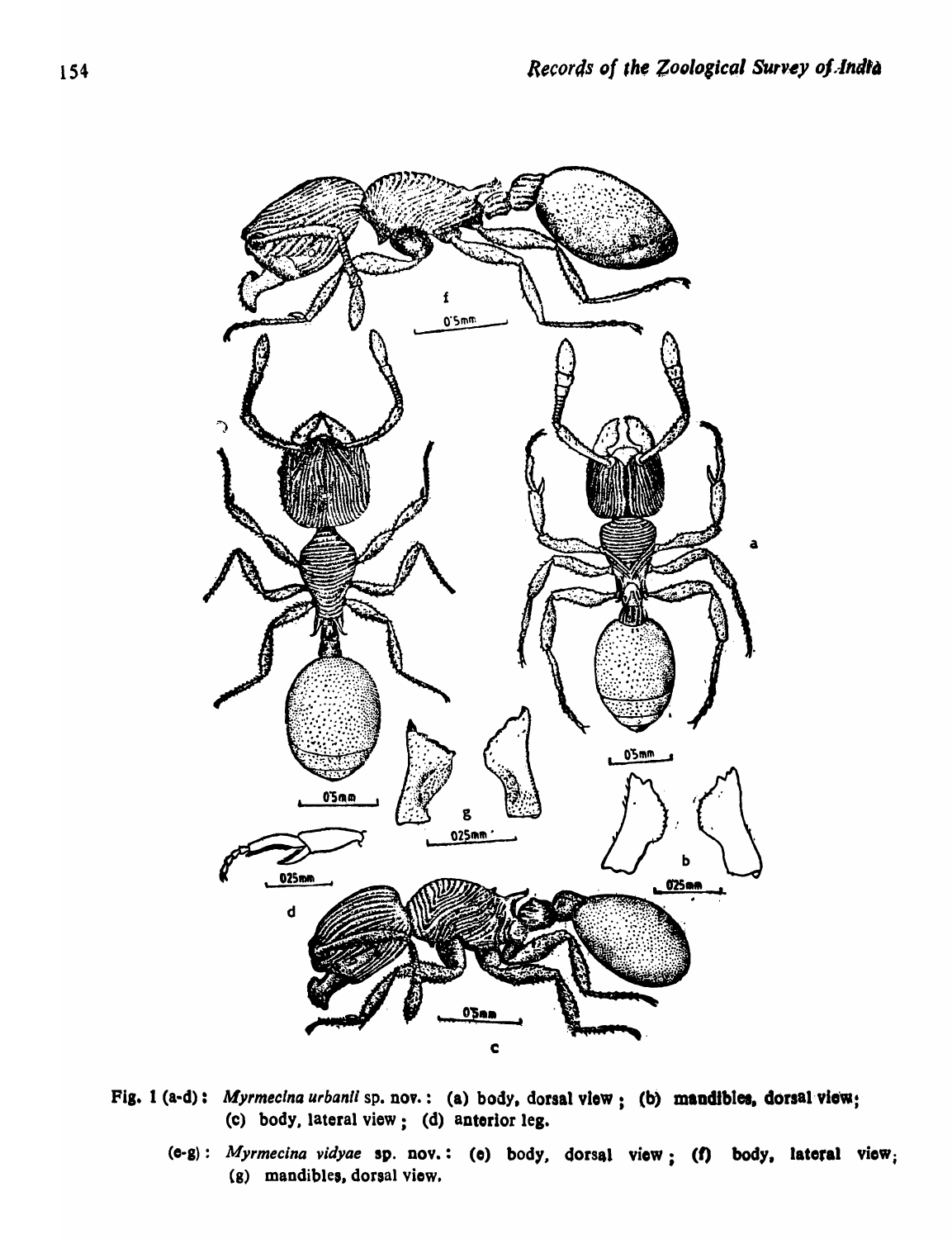Fig. 1 (a-d): *Myrmecina urbanii* sp. nov.: (a) body, dorsal view; (b) mandibles, dorsal view; (c) body, lateral view; (d) anterior leg.

(e-g): *Myrmecina vidyae* sp. nov.: (e) body, dorsal view; (f) body, lateral view; (g) mandibles, dorsal view.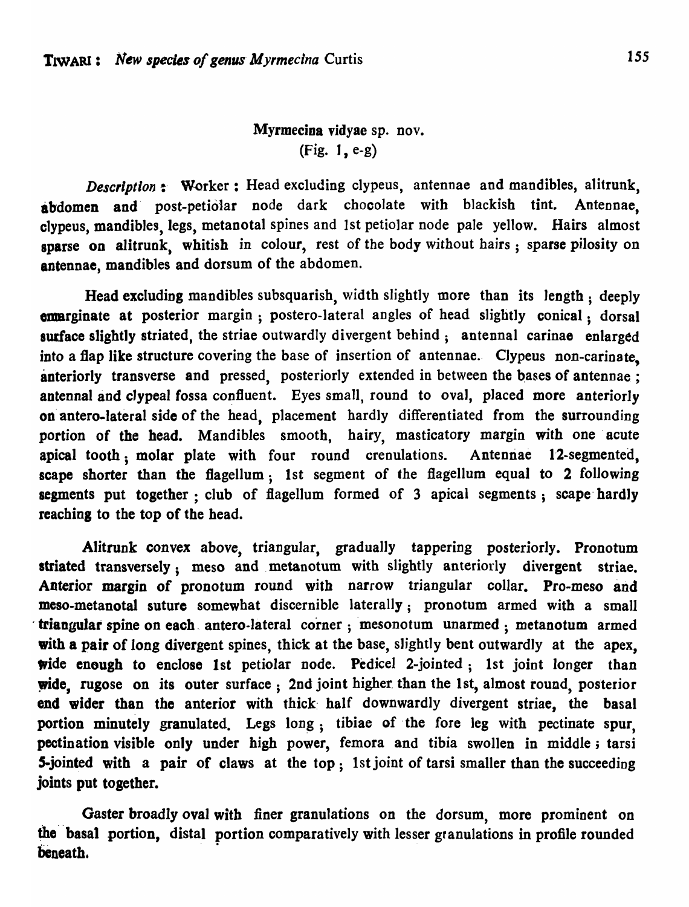## Myrmecina vidyae sp. nov.

(Fig. 1, e-g)

*Description* : Worker : Head excluding clypeus, antennae and mandibles, alitrunk, abdomen and post-petiolar node dark chocolate with blackish tint. Antennae, clypeus, mandibles, legs, metanotal spines and 1st petiolar node pale yellow. Hairs almost sparse on alitrunk, whitish in colour, rest of the body without hairs ; sparse pilosity on antennae, mandibles and dorsum of the abdomen.

Head excluding mandibles subsquarish, width slightly more than its length ; deeply emarginate at posterior margin ; postero-lateral angles of head slightly conical ; dorsal surface slightly striated, the striae outwardly divergent behind ; antennal carinae enlarged into a flap like structure covering the base of insertion of antennae. Clypeus non-carinate, anteriorly transverse and pressed, posteriorly extended in between the bases of antennae ; antennal and clypeal fossa confluent. Eyes small, round to oval, placed more anteriorly on antero-lateral side of the head, placement hardly differentiated from the surrounding portion of the head. Mandibles smooth, hairy, masticatory margin with one acute apical tooth ; molar plate with four round crenulations. Antennae 12-segmented, scape shorter than the flagellum ; 1st segment of the flagellum equal to 2 following segments put together ; club of flagellum formed of 3 apical segments ; scape hardly reaching to the top of the head.

Alitrunk convex above, triangular, gradually tappering posteriorly. Pronotum striated transversely ; meso and metanotum with slightly anteriorly divergent striae. Anterior margin of pronotum round with narrow triangular collar. Pro-meso and meso-metanotal suture somewhat discernible laterally ; pronotum armed with a small triangular spine on each antero-lateral corner ; mesonotum unarmed ; metanotum armed with a pair of long divergent spines, thick at the base, slightly bent outwardly at the apex, wide enough to enclose 1st petiolar node. Pedicel 2-jointed ; 1st joint longer than wide, rugose on its outer surface ; 2nd joint higher than the 1st, almost round, posterior end wider than the anterior with thick half downwardly divergent striae, the basal portion minutely granulated. Legs long ; tibiae of the fore leg with pectinate spur, pectination visible only under high power, femora and tibia swollen in middle ; tarsi 5-jointed with a pair of claws at the top ; 1st joint of tarsi smaller than the succeeding joints put together.

Gaster broadly oval with finer granulations on the dorsum, more prominent on the basal portion, distal portion comparatively with lesser granulations in profile rounded beneath.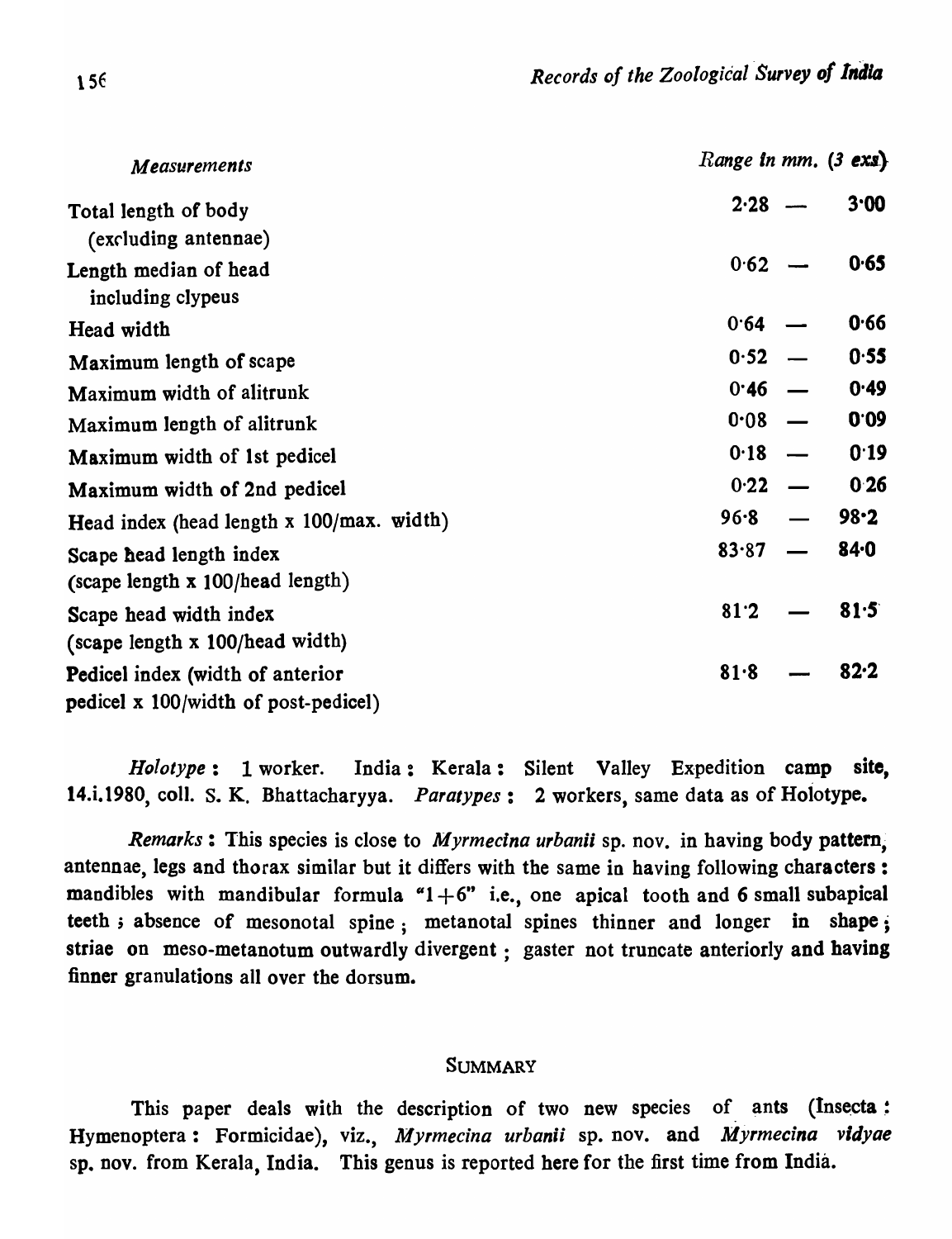| *Measurements* | *Range in mm. (3 exs)* |
|---|---|
| Total length of body (excluding antennae) | 2·28 — 3·00 |
| Length median of head including clypeus | 0·62 — 0·65 |
| Head width | 0·64 — 0·66 |
| Maximum length of scape | 0·52 — 0·55 |
| Maximum width of alitrunk | 0·46 — 0·49 |
| Maximum length of alitrunk | 0·08 — 0·09 |
| Maximum width of 1st pedicel | 0·18 — 0·19 |
| Maximum width of 2nd pedicel | 0·22 — 0·26 |
| Head index (head length x 100/max. width) | 96·8 — 98·2 |
| Scape head length index (scape length x 100/head length) | 83·87 — 84·0 |
| Scape head width index (scape length x 100/head width) | 81·2 — 81·5 |
| Pedicel index (width of anterior pedicel x 100/width of post-pedicel) | 81·8 — 82·2 |

*Holotype* : 1 worker. India : Kerala : Silent Valley Expedition camp site, 14.i.1980, coll. S. K. Bhattacharyya. *Paratypes* : 2 workers, same data as of Holotype.

*Remarks* : This species is close to *Myrmecina urbanii* sp. nov. in having body pattern, antennae, legs and thorax similar but it differs with the same in having following characters : mandibles with mandibular formula "1+6" i.e., one apical tooth and 6 small subapical teeth ; absence of mesonotal spine ; metanotal spines thinner and longer in shape ; striae on meso-metanotum outwardly divergent ; gaster not truncate anteriorly and having finner granulations all over the dorsum.

## SUMMARY

This paper deals with the description of two new species of ants (Insecta : Hymenoptera : Formicidae), viz., *Myrmecina urbanii* sp. nov. and *Myrmecina vidyae* sp. nov. from Kerala, India. This genus is reported here for the first time from India.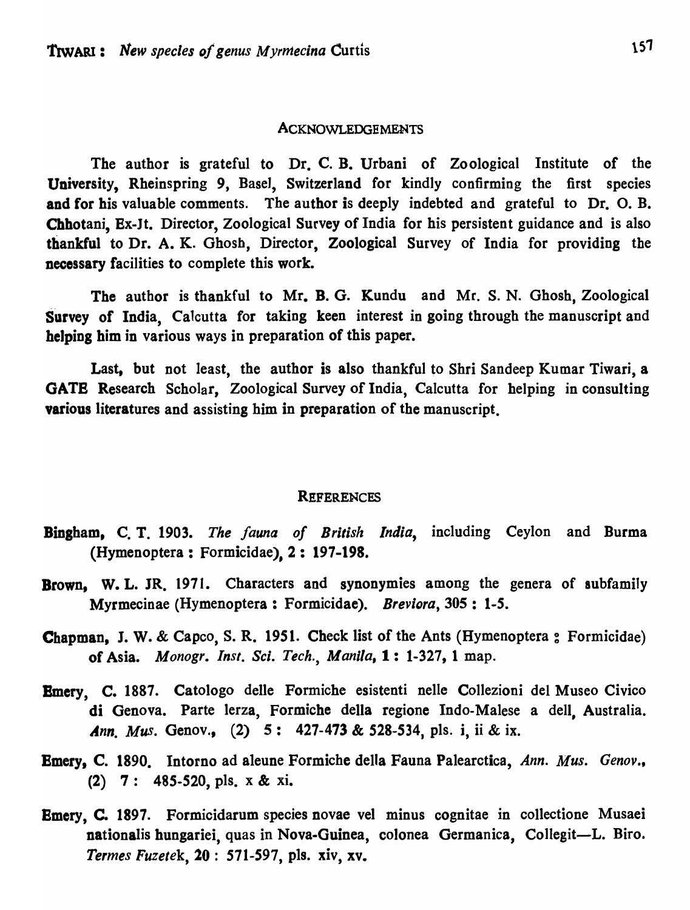## ACKNOWLEDGEMENTS

The author is grateful to Dr. C. B. Urbani of Zoological Institute of the University, Rheinspring 9, Basel, Switzerland for kindly confirming the first species and for his valuable comments. The author is deeply indebted and grateful to Dr. O. B. Chhotani, Ex-Jt. Director, Zoological Survey of India for his persistent guidance and is also thankful to Dr. A. K. Ghosh, Director, Zoological Survey of India for providing the necessary facilities to complete this work.

The author is thankful to Mr. B. G. Kundu and Mr. S. N. Ghosh, Zoological Survey of India, Calcutta for taking keen interest in going through the manuscript and helping him in various ways in preparation of this paper.

Last, but not least, the author is also thankful to Shri Sandeep Kumar Tiwari, a GATE Research Scholar, Zoological Survey of India, Calcutta for helping in consulting various literatures and assisting him in preparation of the manuscript.

## REFERENCES

**Bingham,** C. T. 1903. *The fauna of British India*, including Ceylon and Burma (Hymenoptera : Formicidae), **2 : 197-198.**

**Brown,** W. L. JR. 1971. Characters and synonymies among the genera of subfamily Myrmecinae (Hymenoptera : Formicidae). *Breviora*, **305 :** 1-5.

**Chapman,** J. W. & Capco, S. R. 1951. Check list of the Ants (Hymenoptera : Formicidae) of Asia. *Monogr. Inst. Sci. Tech., Manila*, **1 :** 1-327, 1 map.

**Emery,** C. 1887. Catologo delle Formiche esistenti nelle Collezioni del Museo Civico di Genova. Parte lerza, Formiche della regione Indo-Malese a dell, Australia. *Ann. Mus.* Genov., (2) **5 :** 427-473 & 528-534, pls. i, ii & ix.

**Emery,** C. 1890. Intorno ad aleune Formiche della Fauna Palearctica, *Ann. Mus. Genov.*, (2) **7 :** 485-520, pls. x & xi.

**Emery,** C. 1897. Formicidarum species novae vel minus cognitae in collectione Musaei nationalis hungariei, quas in Nova-Guinea, colonea Germanica, Collegit—L. Biro. *Termes Fuzetek*, **20 :** 571-597, pls. xiv, xv.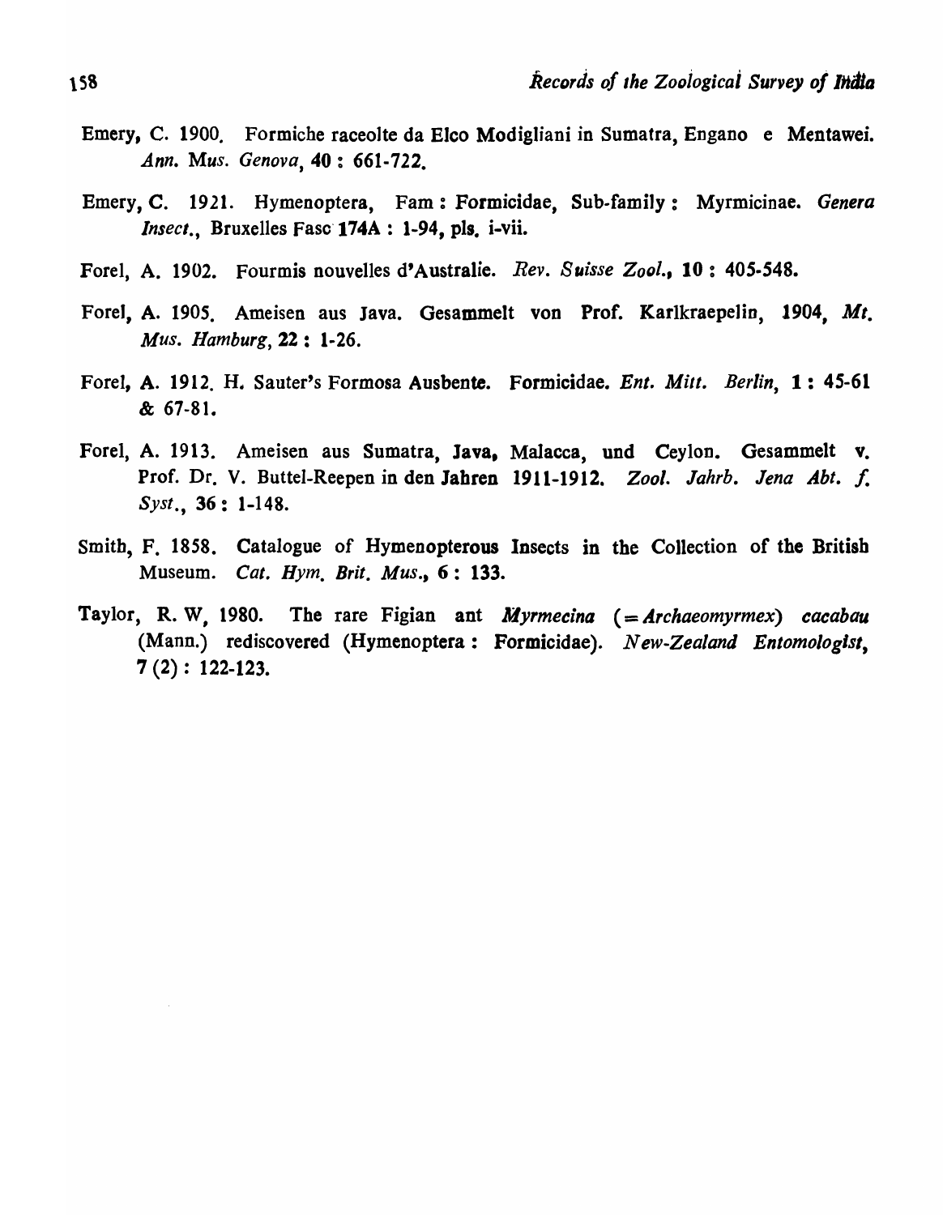Emery, C. 1900. Formiche raceolte da Elco Modigliani in Sumatra, Engano e Mentawei. *Ann. Mus. Genova*, **40** : 661-722.

Emery, C. 1921. Hymenoptera, Fam : Formicidae, Sub-family : Myrmicinae. *Genera Insect.*, Bruxelles Fasc **174A** : 1-94, pls. i-vii.

Forel, A. 1902. Fourmis nouvelles d'Australie. *Rev. Suisse Zool.*, **10** : 405-548.

Forel, A. 1905. Ameisen aus Java. Gesammelt von Prof. Karlkraepelin, 1904, *Mt. Mus. Hamburg*, **22** : 1-26.

Forel, A. 1912. H. Sauter's Formosa Ausbente. Formicidae. *Ent. Mitt. Berlin*, **1** : 45-61 & 67-81.

Forel, A. 1913. Ameisen aus Sumatra, Java, Malacca, und Ceylon. Gesammelt v. Prof. Dr. V. Buttel-Reepen in den Jahren 1911-1912. *Zool. Jahrb. Jena Abt. f. Syst.*, **36** : 1-148.

Smith, F. 1858. Catalogue of Hymenopterous Insects in the Collection of the British Museum. *Cat. Hym. Brit. Mus.*, **6** : 133.

Taylor, R. W, 1980. The rare Figian ant *Myrmecina* (= *Archaeomyrmex*) *cacabau* (Mann.) rediscovered (Hymenoptera : Formicidae). *New-Zealand Entomologist*, **7** (2) : 122-123.